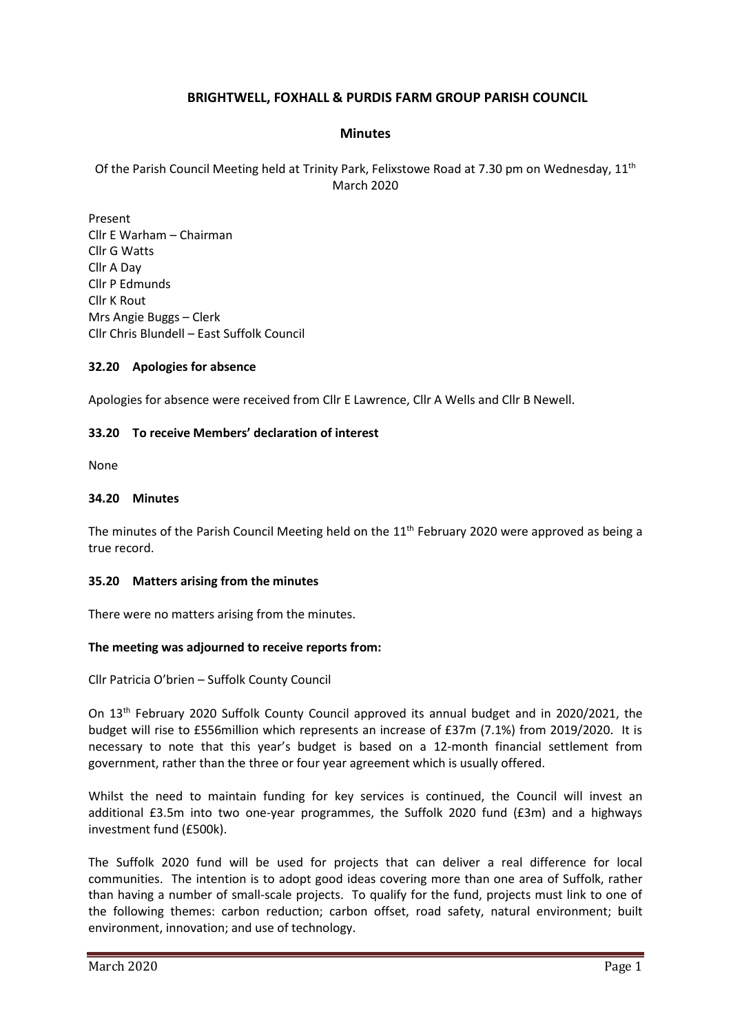# BRIGHTWELL, FOXHALL & PURDIS FARM GROUP PARISH COUNCIL

## Minutes

Of the Parish Council Meeting held at Trinity Park, Felixstowe Road at 7.30 pm on Wednesday, 11th March 2020

Present
Cllr E Warham – Chairman
Cllr G Watts
Cllr A Day
Cllr P Edmunds
Cllr K Rout
Mrs Angie Buggs – Clerk
Cllr Chris Blundell – East Suffolk Council

### 32.20 Apologies for absence

Apologies for absence were received from Cllr E Lawrence, Cllr A Wells and Cllr B Newell.

### 33.20 To receive Members' declaration of interest

None

### 34.20 Minutes

The minutes of the Parish Council Meeting held on the 11th February 2020 were approved as being a true record.

### 35.20 Matters arising from the minutes

There were no matters arising from the minutes.

**The meeting was adjourned to receive reports from:**

Cllr Patricia O'brien – Suffolk County Council

On 13th February 2020 Suffolk County Council approved its annual budget and in 2020/2021, the budget will rise to £556million which represents an increase of £37m (7.1%) from 2019/2020. It is necessary to note that this year's budget is based on a 12-month financial settlement from government, rather than the three or four year agreement which is usually offered.

Whilst the need to maintain funding for key services is continued, the Council will invest an additional £3.5m into two one-year programmes, the Suffolk 2020 fund (£3m) and a highways investment fund (£500k).

The Suffolk 2020 fund will be used for projects that can deliver a real difference for local communities. The intention is to adopt good ideas covering more than one area of Suffolk, rather than having a number of small-scale projects. To qualify for the fund, projects must link to one of the following themes: carbon reduction; carbon offset, road safety, natural environment; built environment, innovation; and use of technology.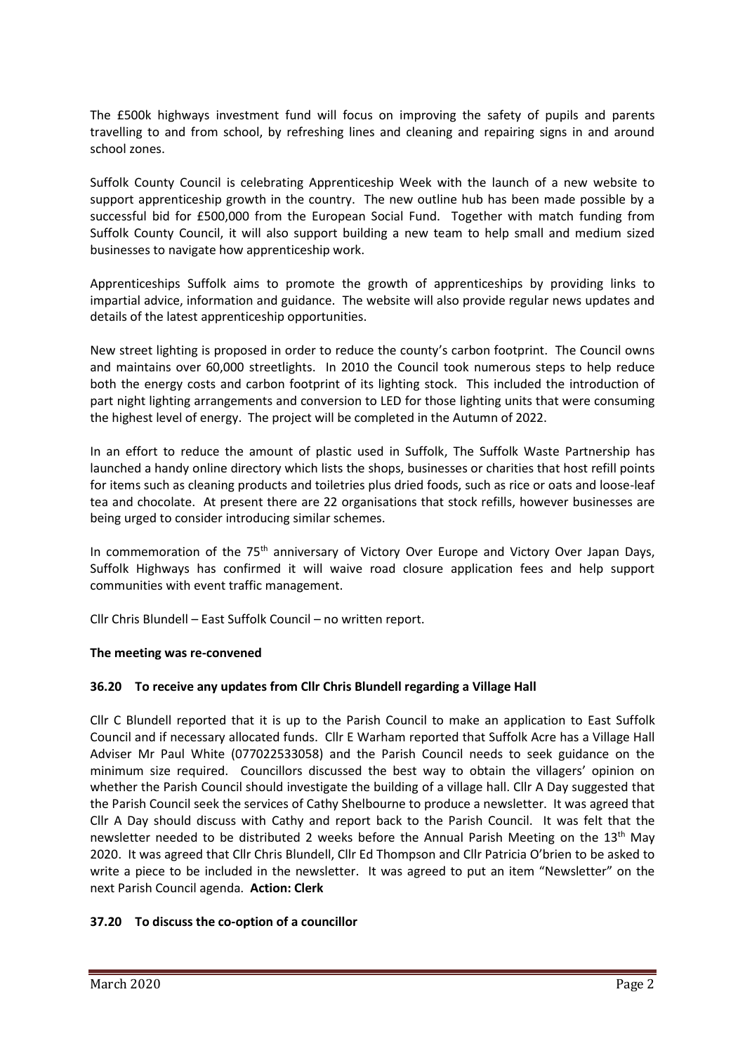The £500k highways investment fund will focus on improving the safety of pupils and parents travelling to and from school, by refreshing lines and cleaning and repairing signs in and around school zones.

Suffolk County Council is celebrating Apprenticeship Week with the launch of a new website to support apprenticeship growth in the country. The new outline hub has been made possible by a successful bid for £500,000 from the European Social Fund. Together with match funding from Suffolk County Council, it will also support building a new team to help small and medium sized businesses to navigate how apprenticeship work.

Apprenticeships Suffolk aims to promote the growth of apprenticeships by providing links to impartial advice, information and guidance. The website will also provide regular news updates and details of the latest apprenticeship opportunities.

New street lighting is proposed in order to reduce the county's carbon footprint. The Council owns and maintains over 60,000 streetlights. In 2010 the Council took numerous steps to help reduce both the energy costs and carbon footprint of its lighting stock. This included the introduction of part night lighting arrangements and conversion to LED for those lighting units that were consuming the highest level of energy. The project will be completed in the Autumn of 2022.

In an effort to reduce the amount of plastic used in Suffolk, The Suffolk Waste Partnership has launched a handy online directory which lists the shops, businesses or charities that host refill points for items such as cleaning products and toiletries plus dried foods, such as rice or oats and loose-leaf tea and chocolate. At present there are 22 organisations that stock refills, however businesses are being urged to consider introducing similar schemes.

In commemoration of the 75th anniversary of Victory Over Europe and Victory Over Japan Days, Suffolk Highways has confirmed it will waive road closure application fees and help support communities with event traffic management.

Cllr Chris Blundell – East Suffolk Council – no written report.

**The meeting was re-convened**

**36.20 To receive any updates from Cllr Chris Blundell regarding a Village Hall**

Cllr C Blundell reported that it is up to the Parish Council to make an application to East Suffolk Council and if necessary allocated funds. Cllr E Warham reported that Suffolk Acre has a Village Hall Adviser Mr Paul White (077022533058) and the Parish Council needs to seek guidance on the minimum size required. Councillors discussed the best way to obtain the villagers' opinion on whether the Parish Council should investigate the building of a village hall. Cllr A Day suggested that the Parish Council seek the services of Cathy Shelbourne to produce a newsletter. It was agreed that Cllr A Day should discuss with Cathy and report back to the Parish Council. It was felt that the newsletter needed to be distributed 2 weeks before the Annual Parish Meeting on the 13th May 2020. It was agreed that Cllr Chris Blundell, Cllr Ed Thompson and Cllr Patricia O'brien to be asked to write a piece to be included in the newsletter. It was agreed to put an item "Newsletter" on the next Parish Council agenda. **Action: Clerk**

**37.20 To discuss the co-option of a councillor**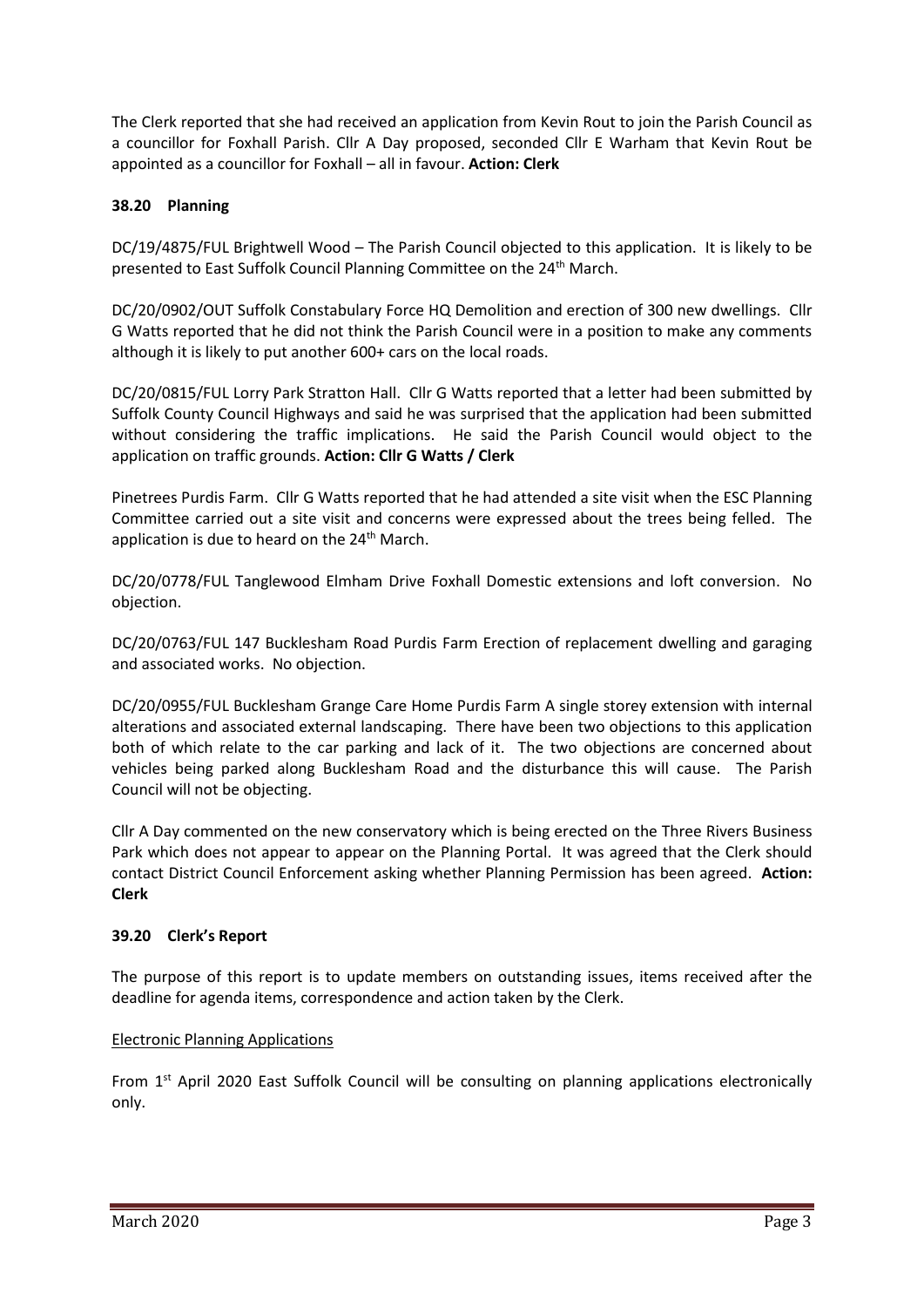The Clerk reported that she had received an application from Kevin Rout to join the Parish Council as a councillor for Foxhall Parish. Cllr A Day proposed, seconded Cllr E Warham that Kevin Rout be appointed as a councillor for Foxhall – all in favour. **Action: Clerk**

### 38.20 Planning

DC/19/4875/FUL Brightwell Wood – The Parish Council objected to this application. It is likely to be presented to East Suffolk Council Planning Committee on the 24th March.

DC/20/0902/OUT Suffolk Constabulary Force HQ Demolition and erection of 300 new dwellings. Cllr G Watts reported that he did not think the Parish Council were in a position to make any comments although it is likely to put another 600+ cars on the local roads.

DC/20/0815/FUL Lorry Park Stratton Hall. Cllr G Watts reported that a letter had been submitted by Suffolk County Council Highways and said he was surprised that the application had been submitted without considering the traffic implications. He said the Parish Council would object to the application on traffic grounds. **Action: Cllr G Watts / Clerk**

Pinetrees Purdis Farm. Cllr G Watts reported that he had attended a site visit when the ESC Planning Committee carried out a site visit and concerns were expressed about the trees being felled. The application is due to heard on the 24th March.

DC/20/0778/FUL Tanglewood Elmham Drive Foxhall Domestic extensions and loft conversion. No objection.

DC/20/0763/FUL 147 Bucklesham Road Purdis Farm Erection of replacement dwelling and garaging and associated works. No objection.

DC/20/0955/FUL Bucklesham Grange Care Home Purdis Farm A single storey extension with internal alterations and associated external landscaping. There have been two objections to this application both of which relate to the car parking and lack of it. The two objections are concerned about vehicles being parked along Bucklesham Road and the disturbance this will cause. The Parish Council will not be objecting.

Cllr A Day commented on the new conservatory which is being erected on the Three Rivers Business Park which does not appear to appear on the Planning Portal. It was agreed that the Clerk should contact District Council Enforcement asking whether Planning Permission has been agreed. **Action: Clerk**

### 39.20 Clerk's Report

The purpose of this report is to update members on outstanding issues, items received after the deadline for agenda items, correspondence and action taken by the Clerk.

Electronic Planning Applications

From 1st April 2020 East Suffolk Council will be consulting on planning applications electronically only.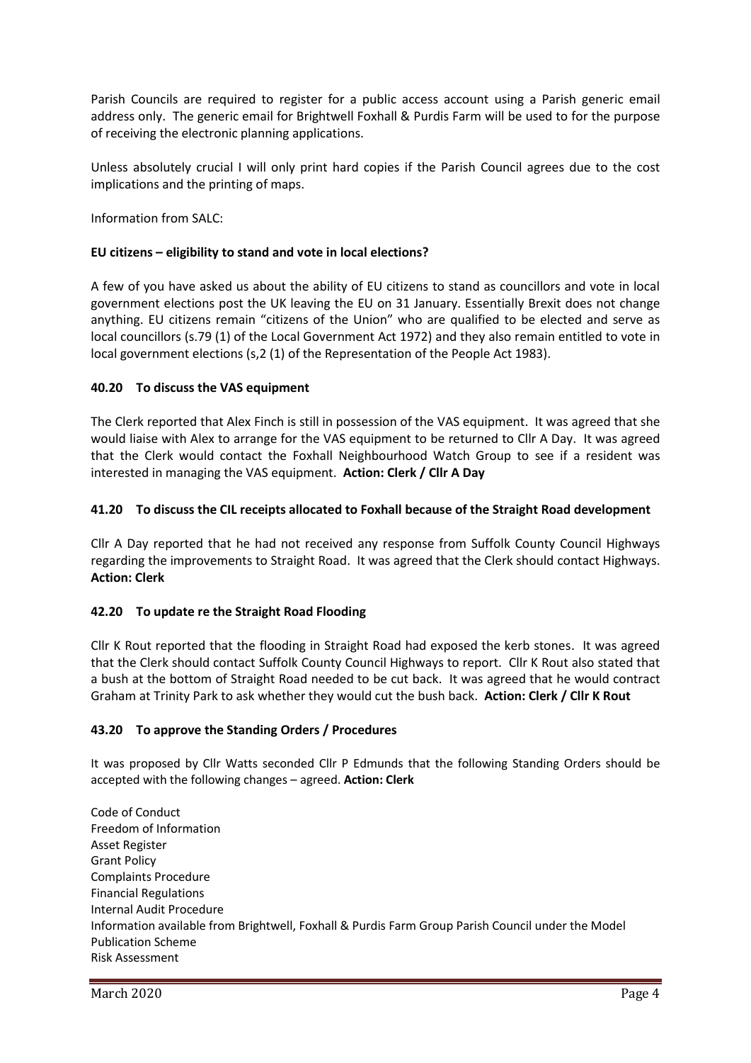Parish Councils are required to register for a public access account using a Parish generic email address only. The generic email for Brightwell Foxhall & Purdis Farm will be used to for the purpose of receiving the electronic planning applications.

Unless absolutely crucial I will only print hard copies if the Parish Council agrees due to the cost implications and the printing of maps.

Information from SALC:

**EU citizens – eligibility to stand and vote in local elections?**

A few of you have asked us about the ability of EU citizens to stand as councillors and vote in local government elections post the UK leaving the EU on 31 January. Essentially Brexit does not change anything. EU citizens remain "citizens of the Union" who are qualified to be elected and serve as local councillors (s.79 (1) of the Local Government Act 1972) and they also remain entitled to vote in local government elections (s,2 (1) of the Representation of the People Act 1983).

### 40.20 To discuss the VAS equipment

The Clerk reported that Alex Finch is still in possession of the VAS equipment. It was agreed that she would liaise with Alex to arrange for the VAS equipment to be returned to Cllr A Day. It was agreed that the Clerk would contact the Foxhall Neighbourhood Watch Group to see if a resident was interested in managing the VAS equipment. **Action: Clerk / Cllr A Day**

### 41.20 To discuss the CIL receipts allocated to Foxhall because of the Straight Road development

Cllr A Day reported that he had not received any response from Suffolk County Council Highways regarding the improvements to Straight Road. It was agreed that the Clerk should contact Highways. **Action: Clerk**

### 42.20 To update re the Straight Road Flooding

Cllr K Rout reported that the flooding in Straight Road had exposed the kerb stones. It was agreed that the Clerk should contact Suffolk County Council Highways to report. Cllr K Rout also stated that a bush at the bottom of Straight Road needed to be cut back. It was agreed that he would contract Graham at Trinity Park to ask whether they would cut the bush back. **Action: Clerk / Cllr K Rout**

### 43.20 To approve the Standing Orders / Procedures

It was proposed by Cllr Watts seconded Cllr P Edmunds that the following Standing Orders should be accepted with the following changes – agreed. **Action: Clerk**

Code of Conduct
Freedom of Information
Asset Register
Grant Policy
Complaints Procedure
Financial Regulations
Internal Audit Procedure
Information available from Brightwell, Foxhall & Purdis Farm Group Parish Council under the Model Publication Scheme
Risk Assessment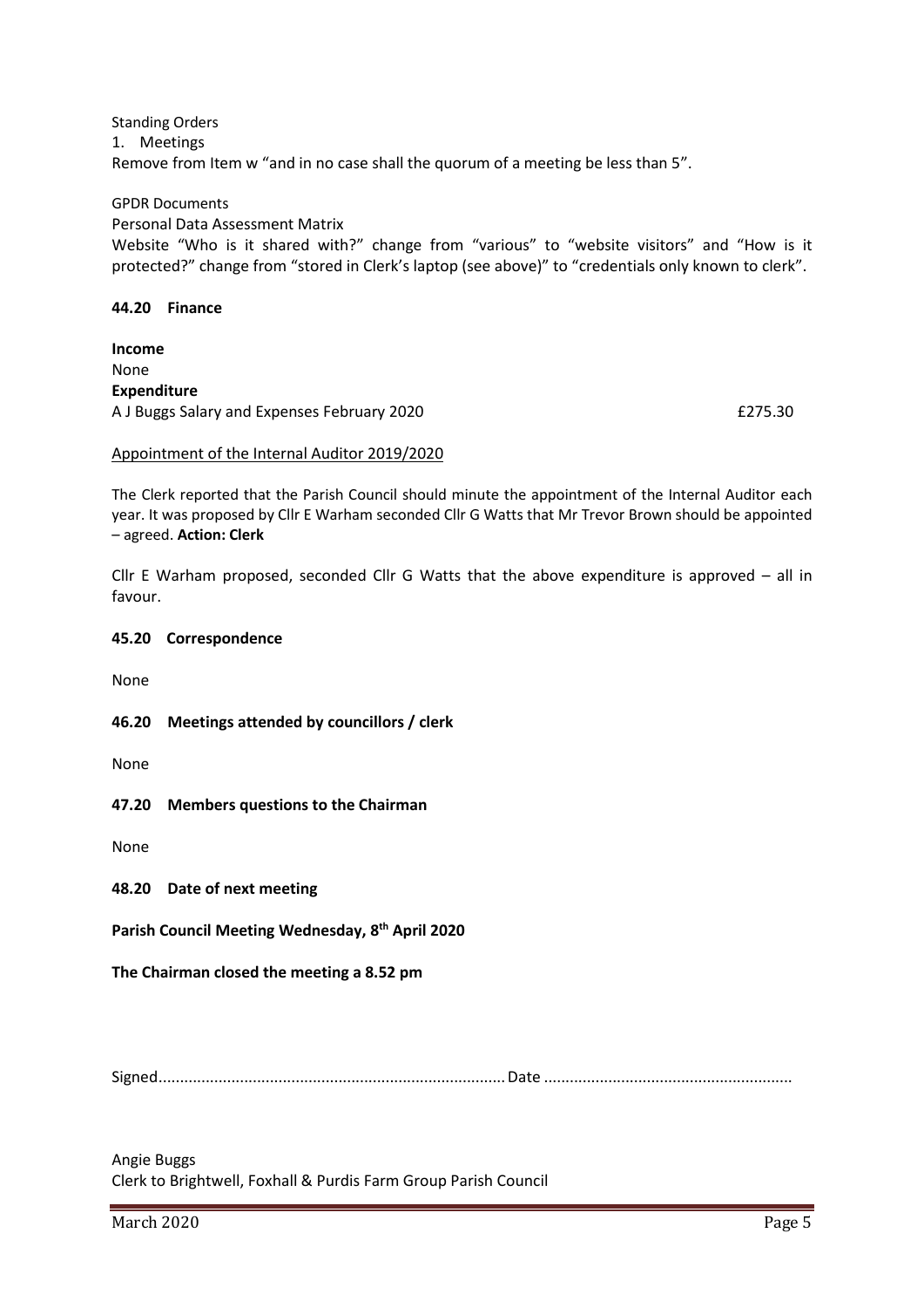Standing Orders

1. Meetings

Remove from Item w "and in no case shall the quorum of a meeting be less than 5".

GPDR Documents

Personal Data Assessment Matrix

Website "Who is it shared with?" change from "various" to "website visitors" and "How is it protected?" change from "stored in Clerk's laptop (see above)" to "credentials only known to clerk".

**44.20 Finance**

**Income**

None

**Expenditure**

A J Buggs Salary and Expenses February 2020 £275.30

Appointment of the Internal Auditor 2019/2020

The Clerk reported that the Parish Council should minute the appointment of the Internal Auditor each year. It was proposed by Cllr E Warham seconded Cllr G Watts that Mr Trevor Brown should be appointed – agreed. **Action: Clerk**

Cllr E Warham proposed, seconded Cllr G Watts that the above expenditure is approved – all in favour.

**45.20 Correspondence**

None

**46.20 Meetings attended by councillors / clerk**

None

**47.20 Members questions to the Chairman**

None

**48.20 Date of next meeting**

**Parish Council Meeting Wednesday, 8th April 2020**

**The Chairman closed the meeting a 8.52 pm**

Signed................................................................................ Date ..........................................................

Angie Buggs

Clerk to Brightwell, Foxhall & Purdis Farm Group Parish Council